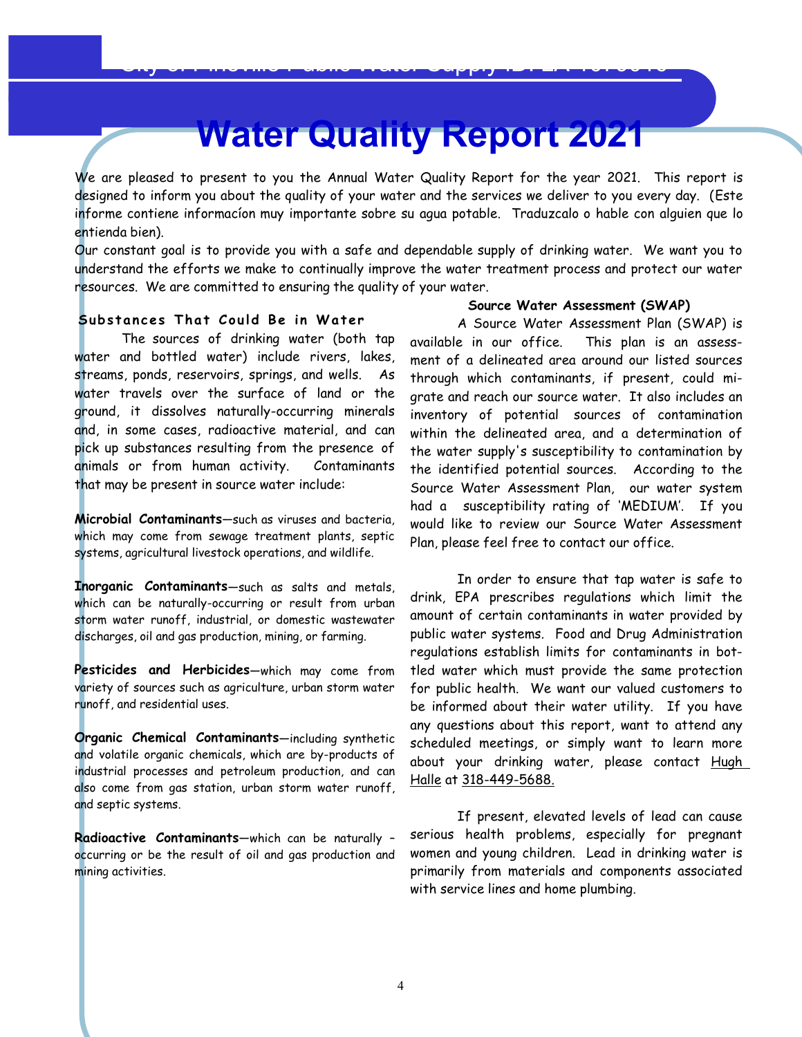City of Pineville Public Water Supply ID: LA 1079013

# Water Quality Report 2021

We are pleased to present to you the Annual Water Quality Report for the year 2021. This report is designed to inform you about the quality of your water and the services we deliver to you every day. (Este informe contiene informacíon muy importante sobre su agua potable. Traduzcalo o hable con alguien que lo entienda bien).

Our constant goal is to provide you with a safe and dependable supply of drinking water. We want you to understand the efforts we make to continually improve the water treatment process and protect our water resources. We are committed to ensuring the quality of your water.

## Substances That Could Be in Water

The sources of drinking water (both tap water and bottled water) include rivers, lakes, streams, ponds, reservoirs, springs, and wells. As water travels over the surface of land or the ground, it dissolves naturally-occurring minerals and, in some cases, radioactive material, and can pick up substances resulting from the presence of animals or from human activity. Contaminants that may be present in source water include:

**Microbial Contaminants**—such as viruses and bacteria, which may come from sewage treatment plants, septic systems, agricultural livestock operations, and wildlife.

**Inorganic Contaminants**—such as salts and metals, which can be naturally-occurring or result from urban storm water runoff, industrial, or domestic wastewater discharges, oil and gas production, mining, or farming.

**Pesticides and Herbicides**—which may come from variety of sources such as agriculture, urban storm water runoff, and residential uses.

**Organic Chemical Contaminants**—including synthetic and volatile organic chemicals, which are by-products of industrial processes and petroleum production, and can also come from gas station, urban storm water runoff, and septic systems.

**Radioactive Contaminants**—which can be naturally - occurring or be the result of oil and gas production and mining activities.

## Source Water Assessment (SWAP)

A Source Water Assessment Plan (SWAP) is available in our office. This plan is an assessment of a delineated area around our listed sources through which contaminants, if present, could migrate and reach our source water. It also includes an inventory of potential sources of contamination within the delineated area, and a determination of the water supply's susceptibility to contamination by the identified potential sources. According to the Source Water Assessment Plan, our water system had a susceptibility rating of 'MEDIUM'. If you would like to review our Source Water Assessment Plan, please feel free to contact our office.

In order to ensure that tap water is safe to drink, EPA prescribes regulations which limit the amount of certain contaminants in water provided by public water systems. Food and Drug Administration regulations establish limits for contaminants in bottled water which must provide the same protection for public health. We want our valued customers to be informed about their water utility. If you have any questions about this report, want to attend any scheduled meetings, or simply want to learn more about your drinking water, please contact Hugh Halle at 318-449-5688.

If present, elevated levels of lead can cause serious health problems, especially for pregnant women and young children. Lead in drinking water is primarily from materials and components associated with service lines and home plumbing.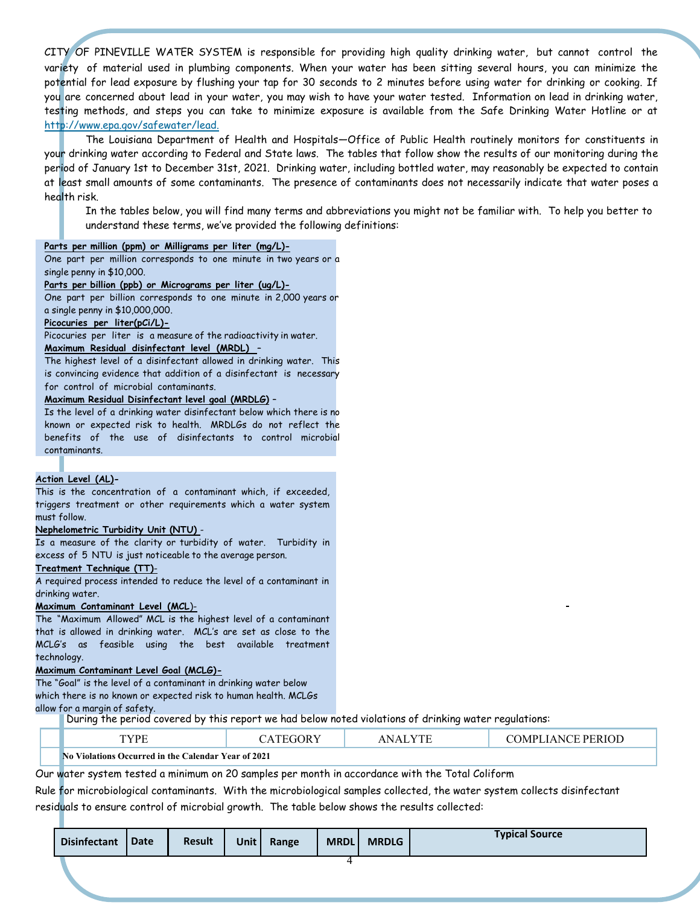CITY OF PINEVILLE WATER SYSTEM is responsible for providing high quality drinking water, but cannot control the variety of material used in plumbing components. When your water has been sitting several hours, you can minimize the potential for lead exposure by flushing your tap for 30 seconds to 2 minutes before using water for drinking or cooking. If you are concerned about lead in your water, you may wish to have your water tested. Information on lead in drinking water, testing methods, and steps you can take to minimize exposure is available from the Safe Drinking Water Hotline or at http://www.epa.gov/safewater/lead.

The Louisiana Department of Health and Hospitals—Office of Public Health routinely monitors for constituents in your drinking water according to Federal and State laws. The tables that follow show the results of our monitoring during the period of January 1st to December 31st, 2021. Drinking water, including bottled water, may reasonably be expected to contain at least small amounts of some contaminants. The presence of contaminants does not necessarily indicate that water poses a health risk.

In the tables below, you will find many terms and abbreviations you might not be familiar with. To help you better to understand these terms, we've provided the following definitions:

**Parts per million (ppm) or Milligrams per liter (mg/L)–**
One part per million corresponds to one minute in two years or a single penny in $10,000.

**Parts per billion (ppb) or Micrograms per liter (ug/L)–**
One part per billion corresponds to one minute in 2,000 years or a single penny in $10,000,000.

**Picocuries per liter(pCi/L)–**
Picocuries per liter is a measure of the radioactivity in water.

**Maximum Residual disinfectant level (MRDL) –**
The highest level of a disinfectant allowed in drinking water. This is convincing evidence that addition of a disinfectant is necessary for control of microbial contaminants.

**Maximum Residual Disinfectant level goal (MRDLG) –**
Is the level of a drinking water disinfectant below which there is no known or expected risk to health. MRDLGs do not reflect the benefits of the use of disinfectants to control microbial contaminants.

**Action Level (AL)–**
This is the concentration of a contaminant which, if exceeded, triggers treatment or other requirements which a water system must follow.

**Nephelometric Turbidity Unit (NTU) -**
Is a measure of the clarity or turbidity of water. Turbidity in excess of 5 NTU is just noticeable to the average person.

**Treatment Technique (TT)-**
A required process intended to reduce the level of a contaminant in drinking water.

**Maximum Contaminant Level (MCL)-**
The "Maximum Allowed" MCL is the highest level of a contaminant that is allowed in drinking water. MCL's are set as close to the MCLG's as feasible using the best available treatment technology.

**Maximum Contaminant Level Goal (MCLG)–**
The "Goal" is the level of a contaminant in drinking water below which there is no known or expected risk to human health. MCLGs allow for a margin of safety.

During the period covered by this report we had below noted violations of drinking water regulations:

| TYPE | CATEGORY | ANALYTE | COMPLIANCE PERIOD |
|---|---|---|---|
| **No Violations Occurred in the Calendar Year of 2021** | | | |

Our water system tested a minimum on 20 samples per month in accordance with the Total Coliform Rule for microbiological contaminants. With the microbiological samples collected, the water system collects disinfectant residuals to ensure control of microbial growth. The table below shows the results collected:

| Disinfectant | Date | Result | Unit | Range | MRDL | MRDLG | Typical Source |
|---|---|---|---|---|---|---|---|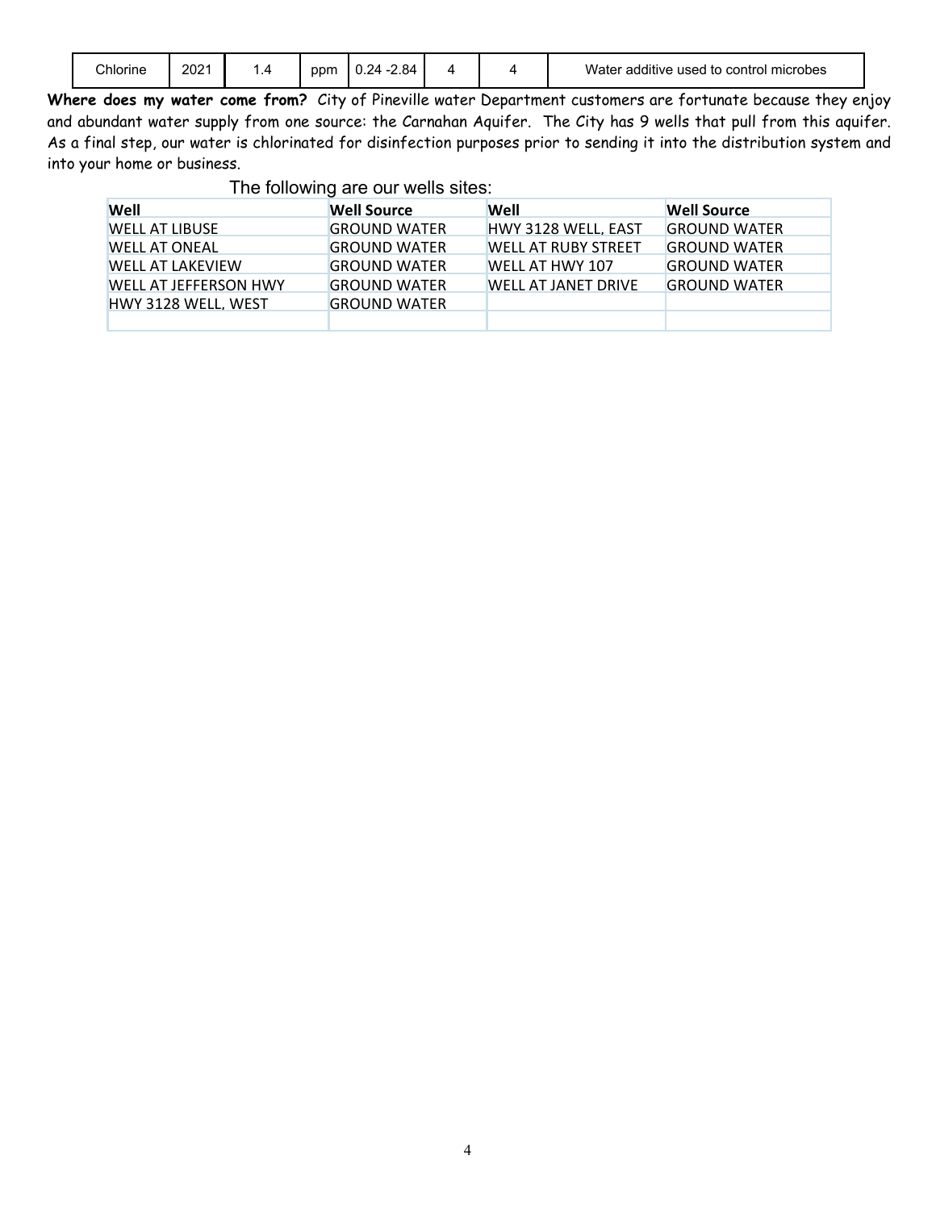| Chlorine | 2021 | 1.4 | ppm | 0.24 -2.84 | 4 | 4 | Water additive used to control microbes |
|---|---|---|---|---|---|---|---|

**Where does my water come from?** City of Pineville water Department customers are fortunate because they enjoy and abundant water supply from one source: the Carnahan Aquifer. The City has 9 wells that pull from this aquifer. As a final step, our water is chlorinated for disinfection purposes prior to sending it into the distribution system and into your home or business.

The following are our wells sites:

| Well | Well Source | Well | Well Source |
|---|---|---|---|
| WELL AT LIBUSE | GROUND WATER | HWY 3128 WELL, EAST | GROUND WATER |
| WELL AT ONEAL | GROUND WATER | WELL AT RUBY STREET | GROUND WATER |
| WELL AT LAKEVIEW | GROUND WATER | WELL AT HWY 107 | GROUND WATER |
| WELL AT JEFFERSON HWY | GROUND WATER | WELL AT JANET DRIVE | GROUND WATER |
| HWY 3128 WELL, WEST | GROUND WATER | | |
| | | | |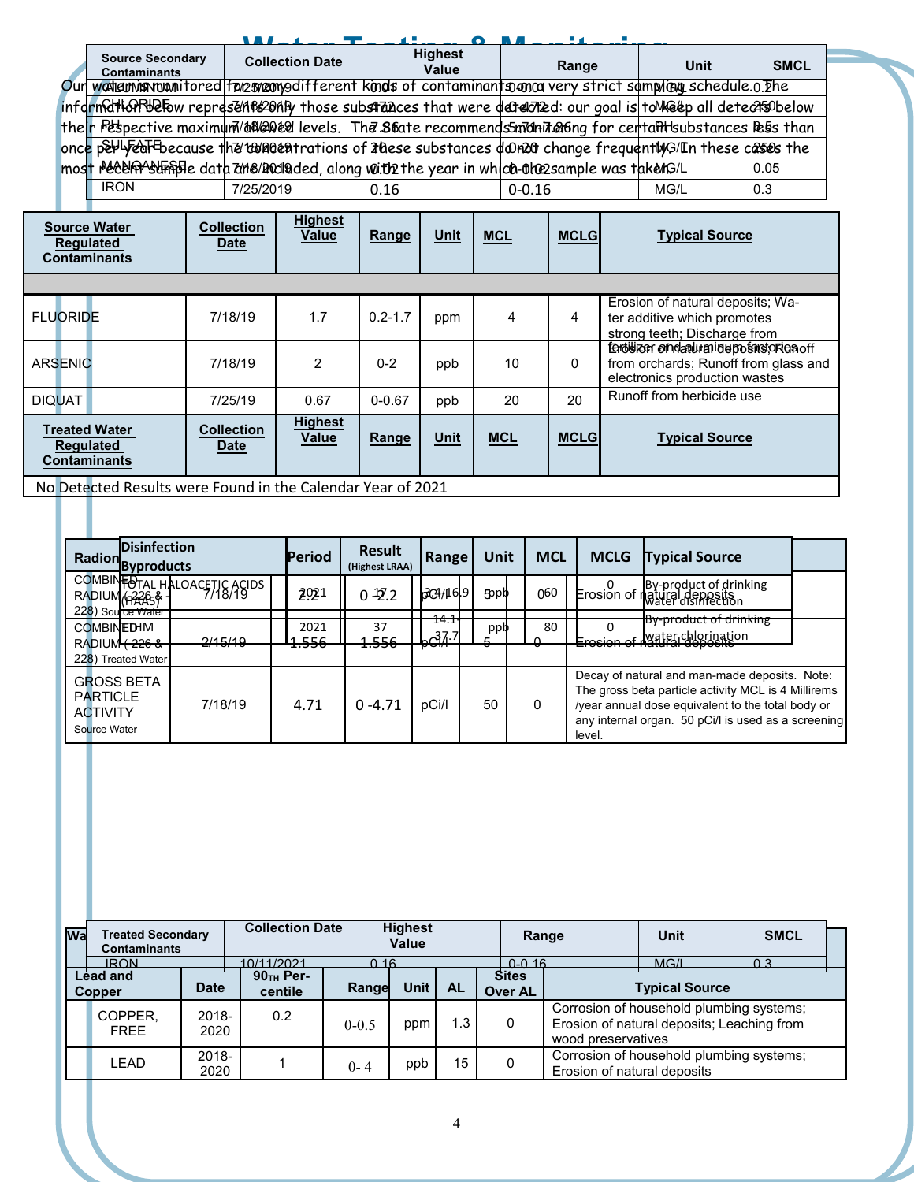## Water Testing & Monitoring

Our water is monitored for many different kinds of contaminants on a very strict sampling schedule. The information below represents only those substances that were detected: our goal is to keep all detects below their respective maximum allowed levels. The State recommends monitoring for certain substances less than once per year because the concentrations of these substances do not change frequently. In these cases the most recent sample data are included, along with the year in which the sample was taken.

| Source Secondary Contaminants | Collection Date | Highest Value | Range | Unit | SMCL |
|---|---|---|---|---|---|
| ALUMINUM | 7/25/2019 | 0.04 | 0-0.04 | MG/L | 0.2 |
| CHLORIDE | 7/18/2019 | 472 | 0-472 | MG/L | 250 |
| PH | 7/18/2019 | 7.86 | 5.71-7.86 | PH | 8.5 |
| SULFATE | 7/18/2019 | 20 | 0-20 | MG/L | 250 |
| MANGANESE | 7/18/2019 | 0.02 | 0-0.02 | MG/L | 0.05 |
| IRON | 7/25/2019 | 0.16 | 0-0.16 | MG/L | 0.3 |

| Source Water Regulated Contaminants | Collection Date | Highest Value | Range | Unit | MCL | MCLG | Typical Source |
|---|---|---|---|---|---|---|---|
| FLUORIDE | 7/18/19 | 1.7 | 0.2-1.7 | ppm | 4 | 4 | Erosion of natural deposits; Water additive which promotes strong teeth; Discharge from fertilizer and aluminum factories |
| ARSENIC | 7/18/19 | 2 | 0-2 | ppb | 10 | 0 | Erosion of natural deposits; Runoff from orchards; Runoff from glass and electronics production wastes |
| DIQUAT | 7/25/19 | 0.67 | 0-0.67 | ppb | 20 | 20 | Runoff from herbicide use |

| Treated Water Regulated Contaminants | Collection Date | Highest Value | Range | Unit | MCL | MCLG | Typical Source |
|---|---|---|---|---|---|---|---|
| No Detected Results were Found in the Calendar Year of 2021 | | | | | | | |

| Radionuclides | Collection Date | Highest Value | Range | Unit | MCL | MCLG | Typical Source |
|---|---|---|---|---|---|---|---|
| COMBINED RADIUM (-226 & -228) Source Water | 7/18/19 | 2.2 | 0-2.2 | pCi/l | 5 | 0 | Erosion of natural deposits |
| COMBINED RADIUM (-226 & -228) Treated Water | 2/15/19 | 1.556 | 1.556 | pCi/l | 5 | 0 | Erosion of natural deposits |
| GROSS BETA PARTICLE ACTIVITY Source Water | 7/18/19 | 4.71 | 0-4.71 | pCi/l | 50 | 0 | Decay of natural and man-made deposits. Note: The gross beta particle activity MCL is 4 Millirems /year annual dose equivalent to the total body or any internal organ. 50 pCi/l is used as a screening level. |

| Disinfection Byproducts | Period | Result (Highest LRAA) | Range | Unit | MCL | MCLG | Typical Source |
|---|---|---|---|---|---|---|---|
| TOTAL HALOACETIC ACIDS (HAA5) | 2021 | 17 | 3.4-16.9 | ppb | 60 | 0 | By-product of drinking water disinfection |
| TTHM | 2021 | 37 | 14.1-37.7 | ppb | 80 | 0 | By-product of drinking water chlorination |

| Treated Secondary Contaminants | Collection Date | Highest Value | Range | Unit | SMCL |
|---|---|---|---|---|---|
| IRON | 10/11/2021 | 0.16 | 0-0.16 | MG/L | 0.3 |

| Lead and Copper | Date | 90TH Percentile | Range | Unit | AL | Sites Over AL | Typical Source |
|---|---|---|---|---|---|---|---|
| COPPER, FREE | 2018-2020 | 0.2 | 0-0.5 | ppm | 1.3 | 0 | Corrosion of household plumbing systems; Erosion of natural deposits; Leaching from wood preservatives |
| LEAD | 2018-2020 | 1 | 0-4 | ppb | 15 | 0 | Corrosion of household plumbing systems; Erosion of natural deposits |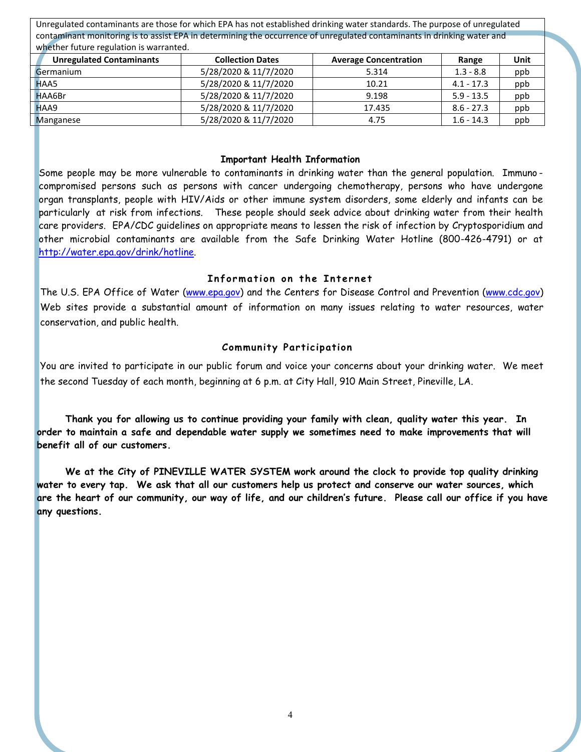Unregulated contaminants are those for which EPA has not established drinking water standards. The purpose of unregulated contaminant monitoring is to assist EPA in determining the occurrence of unregulated contaminants in drinking water and whether future regulation is warranted.

| Unregulated Contaminants | Collection Dates | Average Concentration | Range | Unit |
|---|---|---|---|---|
| Germanium | 5/28/2020 & 11/7/2020 | 5.314 | 1.3 - 8.8 | ppb |
| HAA5 | 5/28/2020 & 11/7/2020 | 10.21 | 4.1 - 17.3 | ppb |
| HAA6Br | 5/28/2020 & 11/7/2020 | 9.198 | 5.9 - 13.5 | ppb |
| HAA9 | 5/28/2020 & 11/7/2020 | 17.435 | 8.6 - 27.3 | ppb |
| Manganese | 5/28/2020 & 11/7/2020 | 4.75 | 1.6 - 14.3 | ppb |

## Important Health Information

Some people may be more vulnerable to contaminants in drinking water than the general population. Immuno-compromised persons such as persons with cancer undergoing chemotherapy, persons who have undergone organ transplants, people with HIV/Aids or other immune system disorders, some elderly and infants can be particularly at risk from infections. These people should seek advice about drinking water from their health care providers. EPA/CDC guidelines on appropriate means to lessen the risk of infection by Cryptosporidium and other microbial contaminants are available from the Safe Drinking Water Hotline (800-426-4791) or at http://water.epa.gov/drink/hotline.

## Information on the Internet

The U.S. EPA Office of Water (www.epa.gov) and the Centers for Disease Control and Prevention (www.cdc.gov) Web sites provide a substantial amount of information on many issues relating to water resources, water conservation, and public health.

## Community Participation

You are invited to participate in our public forum and voice your concerns about your drinking water. We meet the second Tuesday of each month, beginning at 6 p.m. at City Hall, 910 Main Street, Pineville, LA.

**Thank you for allowing us to continue providing your family with clean, quality water this year. In order to maintain a safe and dependable water supply we sometimes need to make improvements that will benefit all of our customers.**

**We at the City of PINEVILLE WATER SYSTEM work around the clock to provide top quality drinking water to every tap. We ask that all our customers help us protect and conserve our water sources, which are the heart of our community, our way of life, and our children's future. Please call our office if you have any questions.**